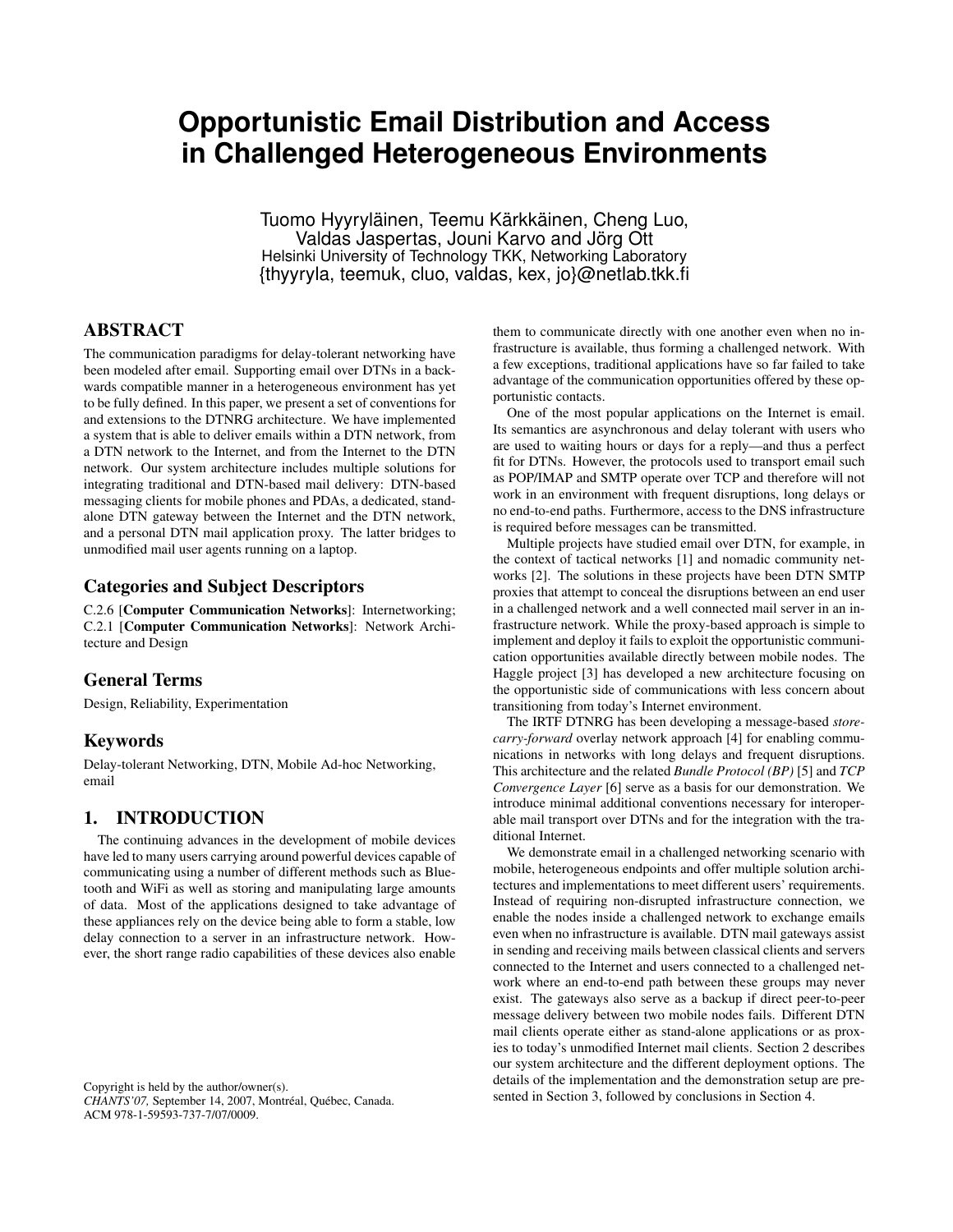# Opportunistic Email Distribution and Access in Challenged Heterogeneous Environments

Tuomo Hyyryläinen, Teemu Kärkkäinen, Cheng Luo, Valdas Jaspertas, Jouni Karvo and Jörg Ott
Helsinki University of Technology TKK, Networking Laboratory
{thyyryla, teemuk, cluo, valdas, kex, jo}@netlab.tkk.fi

## ABSTRACT

The communication paradigms for delay-tolerant networking have been modeled after email. Supporting email over DTNs in a backwards compatible manner in a heterogeneous environment has yet to be fully defined. In this paper, we present a set of conventions for and extensions to the DTNRG architecture. We have implemented a system that is able to deliver emails within a DTN network, from a DTN network to the Internet, and from the Internet to the DTN network. Our system architecture includes multiple solutions for integrating traditional and DTN-based mail delivery: DTN-based messaging clients for mobile phones and PDAs, a dedicated, standalone DTN gateway between the Internet and the DTN network, and a personal DTN mail application proxy. The latter bridges to unmodified mail user agents running on a laptop.

## Categories and Subject Descriptors

C.2.6 [**Computer Communication Networks**]: Internetworking; C.2.1 [**Computer Communication Networks**]: Network Architecture and Design

## General Terms

Design, Reliability, Experimentation

## Keywords

Delay-tolerant Networking, DTN, Mobile Ad-hoc Networking, email

## 1. INTRODUCTION

The continuing advances in the development of mobile devices have led to many users carrying around powerful devices capable of communicating using a number of different methods such as Bluetooth and WiFi as well as storing and manipulating large amounts of data. Most of the applications designed to take advantage of these appliances rely on the device being able to form a stable, low delay connection to a server in an infrastructure network. However, the short range radio capabilities of these devices also enable them to communicate directly with one another even when no infrastructure is available, thus forming a challenged network. With a few exceptions, traditional applications have so far failed to take advantage of the communication opportunities offered by these opportunistic contacts.

One of the most popular applications on the Internet is email. Its semantics are asynchronous and delay tolerant with users who are used to waiting hours or days for a reply—and thus a perfect fit for DTNs. However, the protocols used to transport email such as POP/IMAP and SMTP operate over TCP and therefore will not work in an environment with frequent disruptions, long delays or no end-to-end paths. Furthermore, access to the DNS infrastructure is required before messages can be transmitted.

Multiple projects have studied email over DTN, for example, in the context of tactical networks [1] and nomadic community networks [2]. The solutions in these projects have been DTN SMTP proxies that attempt to conceal the disruptions between an end user in a challenged network and a well connected mail server in an infrastructure network. While the proxy-based approach is simple to implement and deploy it fails to exploit the opportunistic communication opportunities available directly between mobile nodes. The Haggle project [3] has developed a new architecture focusing on the opportunistic side of communications with less concern about transitioning from today's Internet environment.

The IRTF DTNRG has been developing a message-based *store-carry-forward* overlay network approach [4] for enabling communications in networks with long delays and frequent disruptions. This architecture and the related *Bundle Protocol (BP)* [5] and *TCP Convergence Layer* [6] serve as a basis for our demonstration. We introduce minimal additional conventions necessary for interoperable mail transport over DTNs and for the integration with the traditional Internet.

We demonstrate email in a challenged networking scenario with mobile, heterogeneous endpoints and offer multiple solution architectures and implementations to meet different users' requirements. Instead of requiring non-disrupted infrastructure connection, we enable the nodes inside a challenged network to exchange emails even when no infrastructure is available. DTN mail gateways assist in sending and receiving mails between classical clients and servers connected to the Internet and users connected to a challenged network where an end-to-end path between these groups may never exist. The gateways also serve as a backup if direct peer-to-peer message delivery between two mobile nodes fails. Different DTN mail clients operate either as stand-alone applications or as proxies to today's unmodified Internet mail clients. Section 2 describes our system architecture and the different deployment options. The details of the implementation and the demonstration setup are presented in Section 3, followed by conclusions in Section 4.

Copyright is held by the author/owner(s).
*CHANTS'07,* September 14, 2007, Montréal, Québec, Canada.
ACM 978-1-59593-737-7/07/0009.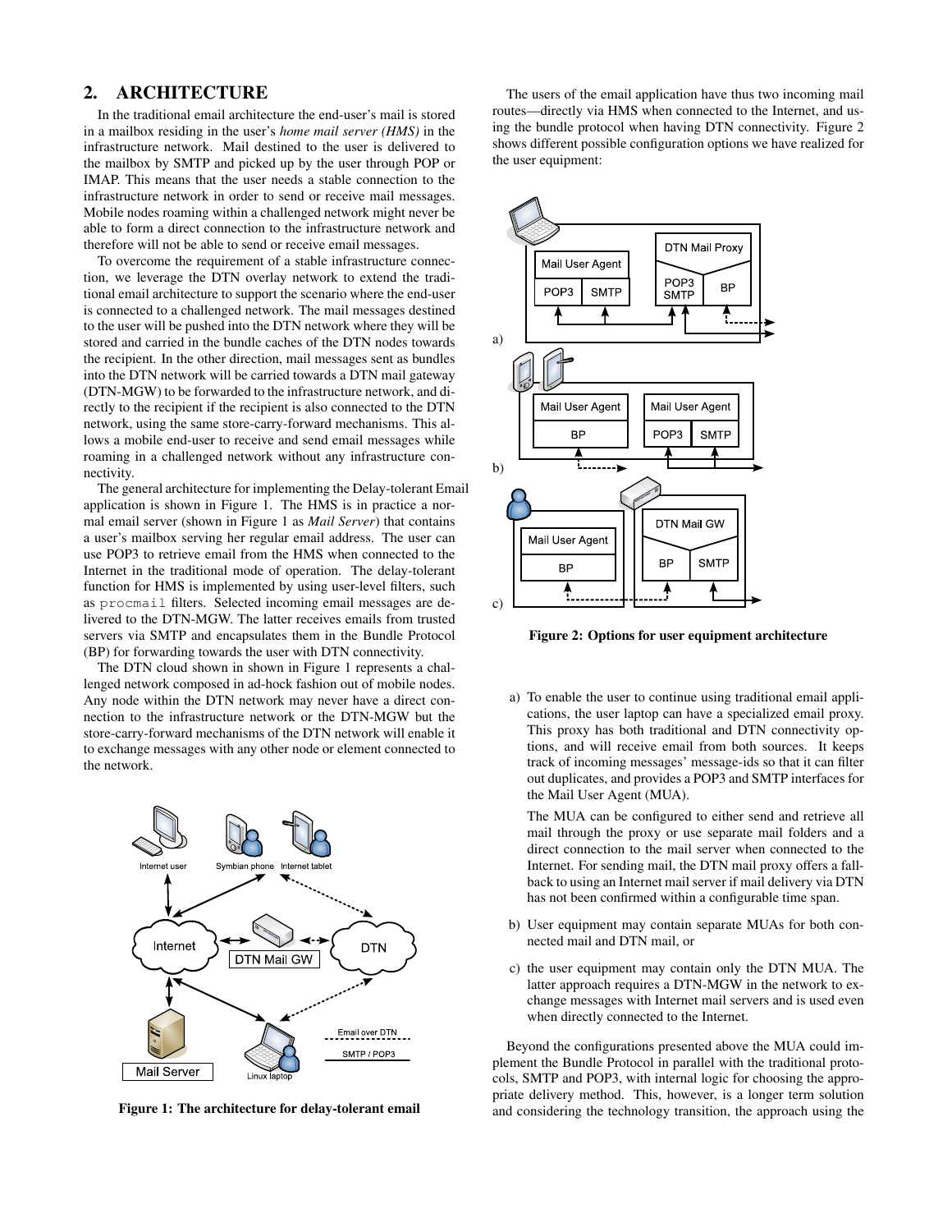## 2. ARCHITECTURE

In the traditional email architecture the end-user's mail is stored in a mailbox residing in the user's *home mail server (HMS)* in the infrastructure network. Mail destined to the user is delivered to the mailbox by SMTP and picked up by the user through POP or IMAP. This means that the user needs a stable connection to the infrastructure network in order to send or receive mail messages. Mobile nodes roaming within a challenged network might never be able to form a direct connection to the infrastructure network and therefore will not be able to send or receive email messages.

To overcome the requirement of a stable infrastructure connection, we leverage the DTN overlay network to extend the traditional email architecture to support the scenario where the end-user is connected to a challenged network. The mail messages destined to the user will be pushed into the DTN network where they will be stored and carried in the bundle caches of the DTN nodes towards the recipient. In the other direction, mail messages sent as bundles into the DTN network will be carried towards a DTN mail gateway (DTN-MGW) to be forwarded to the infrastructure network, and directly to the recipient if the recipient is also connected to the DTN network, using the same store-carry-forward mechanisms. This allows a mobile end-user to receive and send email messages while roaming in a challenged network without any infrastructure connectivity.

The general architecture for implementing the Delay-tolerant Email application is shown in Figure 1. The HMS is in practice a normal email server (shown in Figure 1 as *Mail Server*) that contains a user's mailbox serving her regular email address. The user can use POP3 to retrieve email from the HMS when connected to the Internet in the traditional mode of operation. The delay-tolerant function for HMS is implemented by using user-level filters, such as `procmail` filters. Selected incoming email messages are delivered to the DTN-MGW. The latter receives emails from trusted servers via SMTP and encapsulates them in the Bundle Protocol (BP) for forwarding towards the user with DTN connectivity.

The DTN cloud shown in shown in Figure 1 represents a challenged network composed in ad-hock fashion out of mobile nodes. Any node within the DTN network may never have a direct connection to the infrastructure network or the DTN-MGW but the store-carry-forward mechanisms of the DTN network will enable it to exchange messages with any other node or element connected to the network.

**Figure 1: The architecture for delay-tolerant email**

The users of the email application have thus two incoming mail routes—directly via HMS when connected to the Internet, and using the bundle protocol when having DTN connectivity. Figure 2 shows different possible configuration options we have realized for the user equipment:

**Figure 2: Options for user equipment architecture**

a) To enable the user to continue using traditional email applications, the user laptop can have a specialized email proxy. This proxy has both traditional and DTN connectivity options, and will receive email from both sources. It keeps track of incoming messages' message-ids so that it can filter out duplicates, and provides a POP3 and SMTP interfaces for the Mail User Agent (MUA).

   The MUA can be configured to either send and retrieve all mail through the proxy or use separate mail folders and a direct connection to the mail server when connected to the Internet. For sending mail, the DTN mail proxy offers a fallback to using an Internet mail server if mail delivery via DTN has not been confirmed within a configurable time span.

b) User equipment may contain separate MUAs for both connected mail and DTN mail, or

c) the user equipment may contain only the DTN MUA. The latter approach requires a DTN-MGW in the network to exchange messages with Internet mail servers and is used even when directly connected to the Internet.

Beyond the configurations presented above the MUA could implement the Bundle Protocol in parallel with the traditional protocols, SMTP and POP3, with internal logic for choosing the appropriate delivery method. This, however, is a longer term solution and considering the technology transition, the approach using the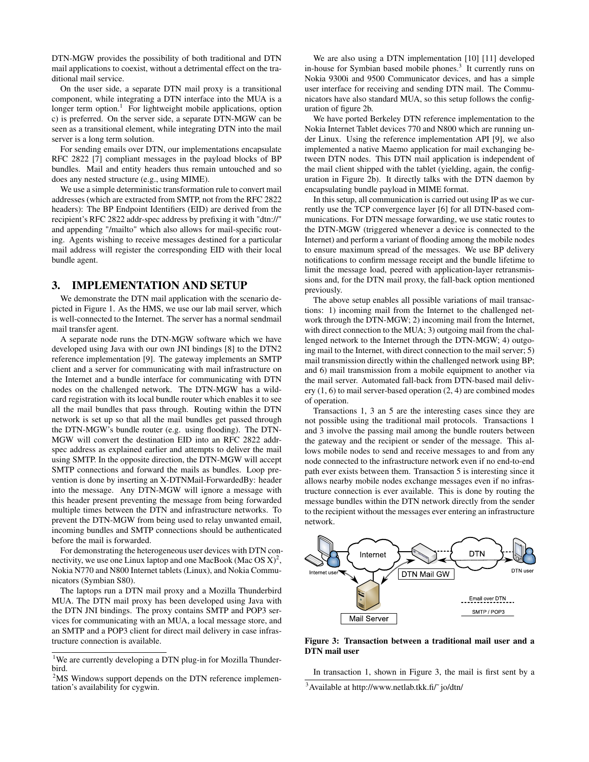DTN-MGW provides the possibility of both traditional and DTN mail applications to coexist, without a detrimental effect on the traditional mail service.

On the user side, a separate DTN mail proxy is a transitional component, while integrating a DTN interface into the MUA is a longer term option.[1] For lightweight mobile applications, option c) is preferred. On the server side, a separate DTN-MGW can be seen as a transitional element, while integrating DTN into the mail server is a long term solution.

For sending emails over DTN, our implementations encapsulate RFC 2822 [7] compliant messages in the payload blocks of BP bundles. Mail and entity headers thus remain untouched and so does any nested structure (e.g., using MIME).

We use a simple deterministic transformation rule to convert mail addresses (which are extracted from SMTP, not from the RFC 2822 headers): The BP Endpoint Identifiers (EID) are derived from the recipient's RFC 2822 addr-spec address by prefixing it with "dtn://" and appending "/mailto" which also allows for mail-specific routing. Agents wishing to receive messages destined for a particular mail address will register the corresponding EID with their local bundle agent.

## 3. IMPLEMENTATION AND SETUP

We demonstrate the DTN mail application with the scenario depicted in Figure 1. As the HMS, we use our lab mail server, which is well-connected to the Internet. The server has a normal sendmail mail transfer agent.

A separate node runs the DTN-MGW software which we have developed using Java with our own JNI bindings [8] to the DTN2 reference implementation [9]. The gateway implements an SMTP client and a server for communicating with mail infrastructure on the Internet and a bundle interface for communicating with DTN nodes on the challenged network. The DTN-MGW has a wildcard registration with its local bundle router which enables it to see all the mail bundles that pass through. Routing within the DTN network is set up so that all the mail bundles get passed through the DTN-MGW's bundle router (e.g. using flooding). The DTN-MGW will convert the destination EID into an RFC 2822 addr-spec address as explained earlier and attempts to deliver the mail using SMTP. In the opposite direction, the DTN-MGW will accept SMTP connections and forward the mails as bundles. Loop prevention is done by inserting an X-DTNMail-ForwardedBy: header into the message. Any DTN-MGW will ignore a message with this header present preventing the message from being forwarded multiple times between the DTN and infrastructure networks. To prevent the DTN-MGW from being used to relay unwanted email, incoming bundles and SMTP connections should be authenticated before the mail is forwarded.

For demonstrating the heterogeneous user devices with DTN connectivity, we use one Linux laptop and one MacBook (Mac OS X)[2], Nokia N770 and N800 Internet tablets (Linux), and Nokia Communicators (Symbian S80).

The laptops run a DTN mail proxy and a Mozilla Thunderbird MUA. The DTN mail proxy has been developed using Java with the DTN JNI bindings. The proxy contains SMTP and POP3 services for communicating with an MUA, a local message store, and an SMTP and a POP3 client for direct mail delivery in case infrastructure connection is available.

We are also using a DTN implementation [10] [11] developed in-house for Symbian based mobile phones.[3] It currently runs on Nokia 9300i and 9500 Communicator devices, and has a simple user interface for receiving and sending DTN mail. The Communicators have also standard MUA, so this setup follows the configuration of figure 2b.

We have ported Berkeley DTN reference implementation to the Nokia Internet Tablet devices 770 and N800 which are running under Linux. Using the reference implementation API [9], we also implemented a native Maemo application for mail exchanging between DTN nodes. This DTN mail application is independent of the mail client shipped with the tablet (yielding, again, the configuration in Figure 2b). It directly talks with the DTN daemon by encapsulating bundle payload in MIME format.

In this setup, all communication is carried out using IP as we currently use the TCP convergence layer [6] for all DTN-based communications. For DTN message forwarding, we use static routes to the DTN-MGW (triggered whenever a device is connected to the Internet) and perform a variant of flooding among the mobile nodes to ensure maximum spread of the messages. We use BP delivery notifications to confirm message receipt and the bundle lifetime to limit the message load, peered with application-layer retransmissions and, for the DTN mail proxy, the fall-back option mentioned previously.

The above setup enables all possible variations of mail transactions: 1) incoming mail from the Internet to the challenged network through the DTN-MGW; 2) incoming mail from the Internet, with direct connection to the MUA; 3) outgoing mail from the challenged network to the Internet through the DTN-MGW; 4) outgoing mail to the Internet, with direct connection to the mail server; 5) mail transmission directly within the challenged network using BP; and 6) mail transmission from a mobile equipment to another via the mail server. Automated fall-back from DTN-based mail delivery (1, 6) to mail server-based operation (2, 4) are combined modes of operation.

Transactions 1, 3 an 5 are the interesting cases since they are not possible using the traditional mail protocols. Transactions 1 and 3 involve the passing mail among the bundle routers between the gateway and the recipient or sender of the message. This allows mobile nodes to send and receive messages to and from any node connected to the infrastructure network even if no end-to-end path ever exists between them. Transaction 5 is interesting since it allows nearby mobile nodes exchange messages even if no infrastructure connection is ever available. This is done by routing the message bundles within the DTN network directly from the sender to the recipient without the messages ever entering an infrastructure network.

**Figure 3: Transaction between a traditional mail user and a DTN mail user**

In transaction 1, shown in Figure 3, the mail is first sent by a

[1] We are currently developing a DTN plug-in for Mozilla Thunderbird.

[2] MS Windows support depends on the DTN reference implementation's availability for cygwin.

[3] Available at http://www.netlab.tkk.fi/~jo/dtn/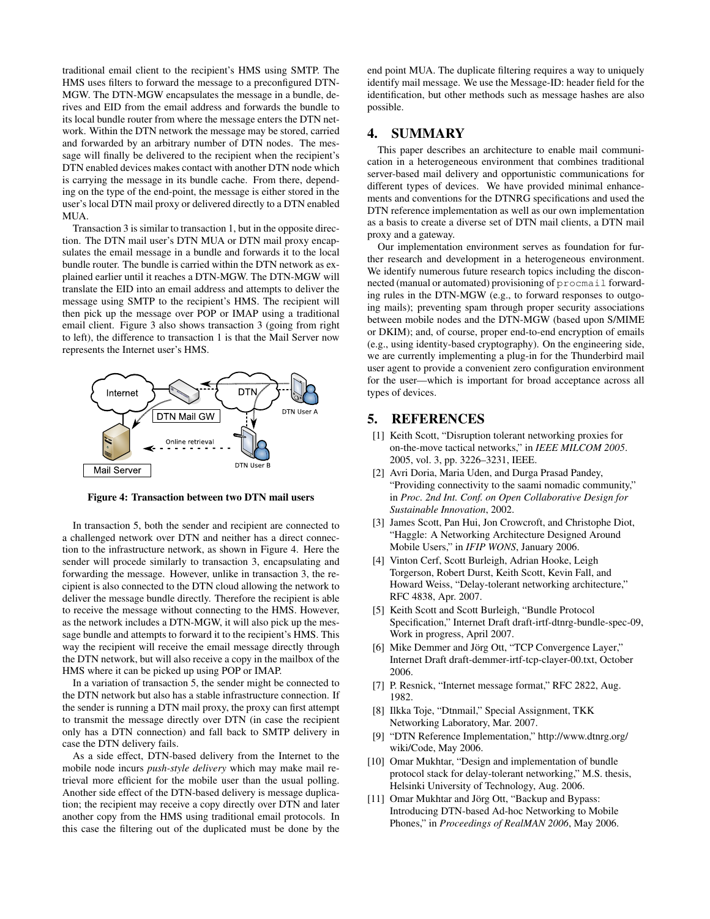traditional email client to the recipient's HMS using SMTP. The HMS uses filters to forward the message to a preconfigured DTN-MGW. The DTN-MGW encapsulates the message in a bundle, derives and EID from the email address and forwards the bundle to its local bundle router from where the message enters the DTN network. Within the DTN network the message may be stored, carried and forwarded by an arbitrary number of DTN nodes. The message will finally be delivered to the recipient when the recipient's DTN enabled devices makes contact with another DTN node which is carrying the message in its bundle cache. From there, depending on the type of the end-point, the message is either stored in the user's local DTN mail proxy or delivered directly to a DTN enabled MUA.

Transaction 3 is similar to transaction 1, but in the opposite direction. The DTN mail user's DTN MUA or DTN mail proxy encapsulates the email message in a bundle and forwards it to the local bundle router. The bundle is carried within the DTN network as explained earlier until it reaches a DTN-MGW. The DTN-MGW will translate the EID into an email address and attempts to deliver the message using SMTP to the recipient's HMS. The recipient will then pick up the message over POP or IMAP using a traditional email client. Figure 3 also shows transaction 3 (going from right to left), the difference to transaction 1 is that the Mail Server now represents the Internet user's HMS.

Internet

DTN

DTN Mail GW

DTN User A

Online retrieval

Mail Server

DTN User B

**Figure 4: Transaction between two DTN mail users**

In transaction 5, both the sender and recipient are connected to a challenged network over DTN and neither has a direct connection to the infrastructure network, as shown in Figure 4. Here the sender will procede similarly to transaction 3, encapsulating and forwarding the message. However, unlike in transaction 3, the recipient is also connected to the DTN cloud allowing the network to deliver the message bundle directly. Therefore the recipient is able to receive the message without connecting to the HMS. However, as the network includes a DTN-MGW, it will also pick up the message bundle and attempts to forward it to the recipient's HMS. This way the recipient will receive the email message directly through the DTN network, but will also receive a copy in the mailbox of the HMS where it can be picked up using POP or IMAP.

In a variation of transaction 5, the sender might be connected to the DTN network but also has a stable infrastructure connection. If the sender is running a DTN mail proxy, the proxy can first attempt to transmit the message directly over DTN (in case the recipient only has a DTN connection) and fall back to SMTP delivery in case the DTN delivery fails.

As a side effect, DTN-based delivery from the Internet to the mobile node incurs *push-style delivery* which may make mail retrieval more efficient for the mobile user than the usual polling. Another side effect of the DTN-based delivery is message duplication; the recipient may receive a copy directly over DTN and later another copy from the HMS using traditional email protocols. In this case the filtering out of the duplicated must be done by the end point MUA. The duplicate filtering requires a way to uniquely identify mail message. We use the Message-ID: header field for the identification, but other methods such as message hashes are also possible.

## 4. SUMMARY

This paper describes an architecture to enable mail communication in a heterogeneous environment that combines traditional server-based mail delivery and opportunistic communications for different types of devices. We have provided minimal enhancements and conventions for the DTNRG specifications and used the DTN reference implementation as well as our own implementation as a basis to create a diverse set of DTN mail clients, a DTN mail proxy and a gateway.

Our implementation environment serves as foundation for further research and development in a heterogeneous environment. We identify numerous future research topics including the disconnected (manual or automated) provisioning of `procmail` forwarding rules in the DTN-MGW (e.g., to forward responses to outgoing mails); preventing spam through proper security associations between mobile nodes and the DTN-MGW (based upon S/MIME or DKIM); and, of course, proper end-to-end encryption of emails (e.g., using identity-based cryptography). On the engineering side, we are currently implementing a plug-in for the Thunderbird mail user agent to provide a convenient zero configuration environment for the user—which is important for broad acceptance across all types of devices.

## 5. REFERENCES

[1] Keith Scott, "Disruption tolerant networking proxies for on-the-move tactical networks," in *IEEE MILCOM 2005*. 2005, vol. 3, pp. 3226–3231, IEEE.

[2] Avri Doria, Maria Uden, and Durga Prasad Pandey, "Providing connectivity to the saami nomadic community," in *Proc. 2nd Int. Conf. on Open Collaborative Design for Sustainable Innovation*, 2002.

[3] James Scott, Pan Hui, Jon Crowcroft, and Christophe Diot, "Haggle: A Networking Architecture Designed Around Mobile Users," in *IFIP WONS*, January 2006.

[4] Vinton Cerf, Scott Burleigh, Adrian Hooke, Leigh Torgerson, Robert Durst, Keith Scott, Kevin Fall, and Howard Weiss, "Delay-tolerant networking architecture," RFC 4838, Apr. 2007.

[5] Keith Scott and Scott Burleigh, "Bundle Protocol Specification," Internet Draft draft-irtf-dtnrg-bundle-spec-09, Work in progress, April 2007.

[6] Mike Demmer and Jörg Ott, "TCP Convergence Layer," Internet Draft draft-demmer-irtf-tcp-clayer-00.txt, October 2006.

[7] P. Resnick, "Internet message format," RFC 2822, Aug. 1982.

[8] Ilkka Toje, "Dtnmail," Special Assignment, TKK Networking Laboratory, Mar. 2007.

[9] "DTN Reference Implementation," http://www.dtnrg.org/wiki/Code, May 2006.

[10] Omar Mukhtar, "Design and implementation of bundle protocol stack for delay-tolerant networking," M.S. thesis, Helsinki University of Technology, Aug. 2006.

[11] Omar Mukhtar and Jörg Ott, "Backup and Bypass: Introducing DTN-based Ad-hoc Networking to Mobile Phones," in *Proceedings of RealMAN 2006*, May 2006.